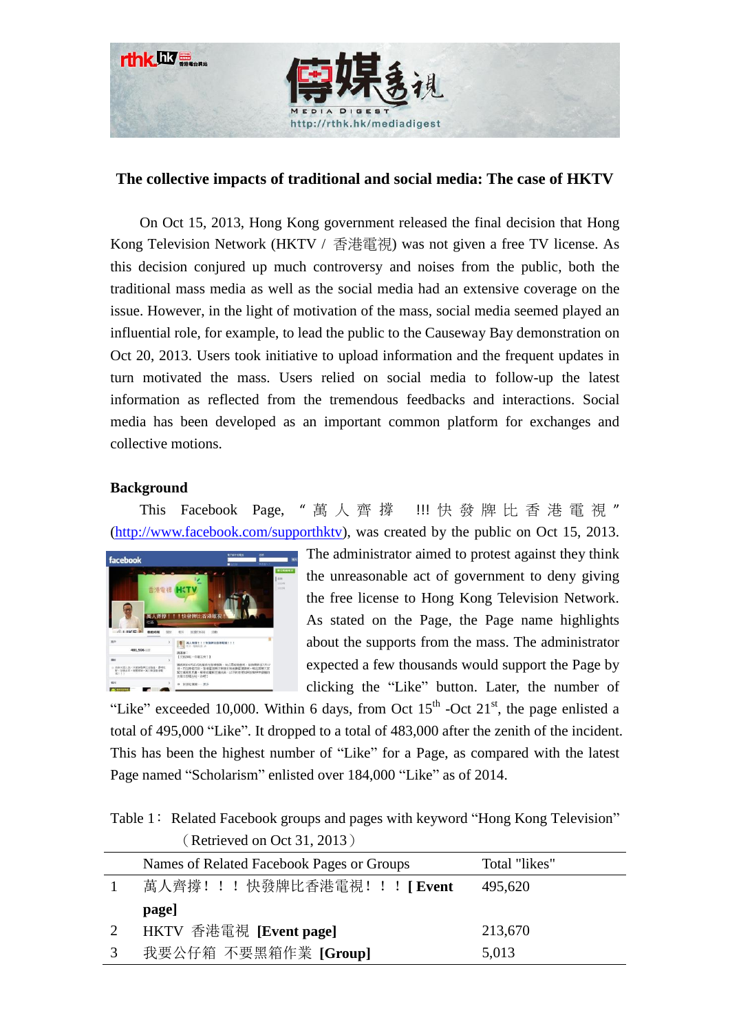## The collective impacts of traditional and social media: The case of HKTV

On Oct 15, 2013, Hong Kong government released the final decision that Hong Kong Television Network (HKTV / 香港電視) was not given a free TV license. As this decision conjured up much controversy and noises from the public, both the traditional mass media as well as the social media had an extensive coverage on the issue. However, in the light of motivation of the mass, social media seemed played an influential role, for example, to lead the public to the Causeway Bay demonstration on Oct 20, 2013. Users took initiative to upload information and the frequent updates in turn motivated the mass. Users relied on social media to follow-up the latest information as reflected from the tremendous feedbacks and interactions. Social media has been developed as an important common platform for exchanges and collective motions.

### Background

This Facebook Page, "萬人齊撐 !!! 快發牌比香港電視" (http://www.facebook.com/supporthktv), was created by the public on Oct 15, 2013. The administrator aimed to protest against they think the unreasonable act of government to deny giving the free license to Hong Kong Television Network. As stated on the Page, the Page name highlights about the supports from the mass. The administrator expected a few thousands would support the Page by clicking the "Like" button. Later, the number of "Like" exceeded 10,000. Within 6 days, from Oct 15th -Oct 21st, the page enlisted a total of 495,000 "Like". It dropped to a total of 483,000 after the zenith of the incident. This has been the highest number of "Like" for a Page, as compared with the latest Page named "Scholarism" enlisted over 184,000 "Like" as of 2014.

Table 1： Related Facebook groups and pages with keyword "Hong Kong Television" （Retrieved on Oct 31, 2013）

| | Names of Related Facebook Pages or Groups | Total "likes" |
|---|---|---|
| 1 | 萬人齊撐！！！快發牌比香港電視！！！**[Event page]** | 495,620 |
| 2 | HKTV 香港電視 **[Event page]** | 213,670 |
| 3 | 我要公仔箱 不要黑箱作業 **[Group]** | 5,013 |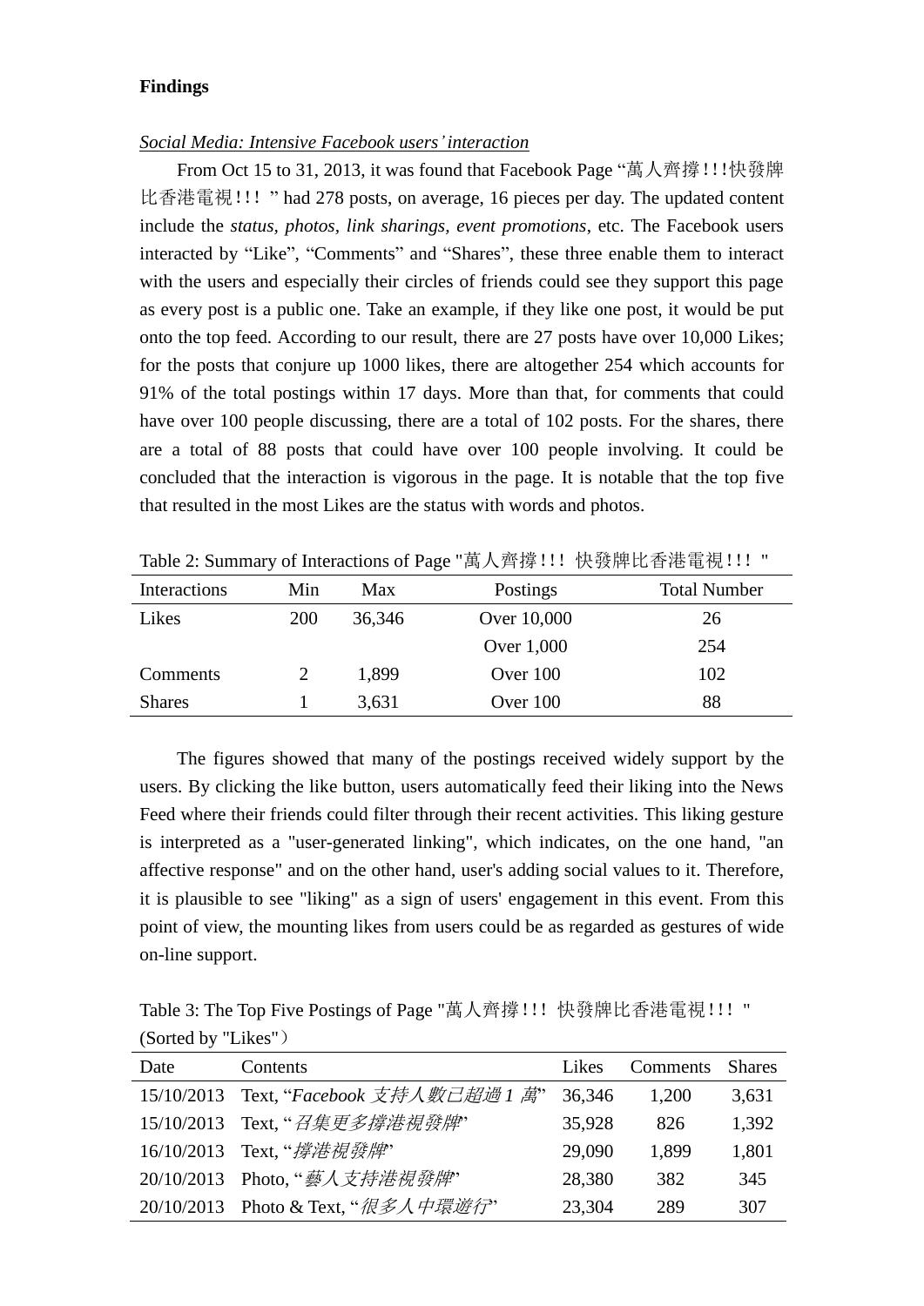**Findings**

*Social Media: Intensive Facebook users' interaction*

From Oct 15 to 31, 2013, it was found that Facebook Page "萬人齊撐!!!快發牌比香港電視!!! " had 278 posts, on average, 16 pieces per day. The updated content include the *status, photos, link sharings, event promotions*, etc. The Facebook users interacted by "Like", "Comments" and "Shares", these three enable them to interact with the users and especially their circles of friends could see they support this page as every post is a public one. Take an example, if they like one post, it would be put onto the top feed. According to our result, there are 27 posts have over 10,000 Likes; for the posts that conjure up 1000 likes, there are altogether 254 which accounts for 91% of the total postings within 17 days. More than that, for comments that could have over 100 people discussing, there are a total of 102 posts. For the shares, there are a total of 88 posts that could have over 100 people involving. It could be concluded that the interaction is vigorous in the page. It is notable that the top five that resulted in the most Likes are the status with words and photos.

Table 2: Summary of Interactions of Page "萬人齊撐!!! 快發牌比香港電視!!! "

| Interactions | Min | Max | Postings | Total Number |
|---|---|---|---|---|
| Likes | 200 | 36,346 | Over 10,000 | 26 |
| | | | Over 1,000 | 254 |
| Comments | 2 | 1,899 | Over 100 | 102 |
| Shares | 1 | 3,631 | Over 100 | 88 |

The figures showed that many of the postings received widely support by the users. By clicking the like button, users automatically feed their liking into the News Feed where their friends could filter through their recent activities. This liking gesture is interpreted as a "user-generated linking", which indicates, on the one hand, "an affective response" and on the other hand, user's adding social values to it. Therefore, it is plausible to see "liking" as a sign of users' engagement in this event. From this point of view, the mounting likes from users could be as regarded as gestures of wide on-line support.

Table 3: The Top Five Postings of Page "萬人齊撐!!! 快發牌比香港電視!!! " (Sorted by "Likes")

| Date | Contents | Likes | Comments | Shares |
|---|---|---|---|---|
| 15/10/2013 | Text, "*Facebook 支持人數已超過 1 萬*" | 36,346 | 1,200 | 3,631 |
| 15/10/2013 | Text, "*召集更多撐港視發牌*" | 35,928 | 826 | 1,392 |
| 16/10/2013 | Text, "*撐港視發牌*" | 29,090 | 1,899 | 1,801 |
| 20/10/2013 | Photo, "*藝人支持港視發牌*" | 28,380 | 382 | 345 |
| 20/10/2013 | Photo & Text, "*很多人中環遊行*" | 23,304 | 289 | 307 |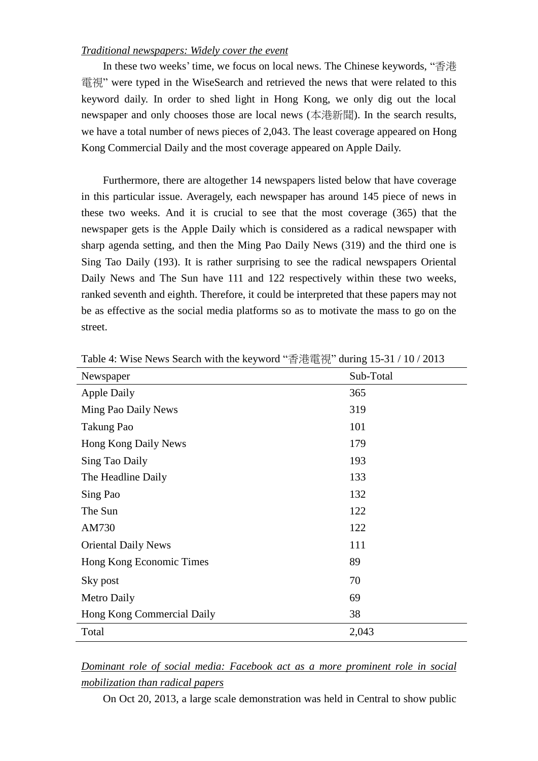*Traditional newspapers: Widely cover the event*

In these two weeks' time, we focus on local news. The Chinese keywords, "香港電視" were typed in the WiseSearch and retrieved the news that were related to this keyword daily. In order to shed light in Hong Kong, we only dig out the local newspaper and only chooses those are local news (本港新聞). In the search results, we have a total number of news pieces of 2,043. The least coverage appeared on Hong Kong Commercial Daily and the most coverage appeared on Apple Daily.

Furthermore, there are altogether 14 newspapers listed below that have coverage in this particular issue. Averagely, each newspaper has around 145 piece of news in these two weeks. And it is crucial to see that the most coverage (365) that the newspaper gets is the Apple Daily which is considered as a radical newspaper with sharp agenda setting, and then the Ming Pao Daily News (319) and the third one is Sing Tao Daily (193). It is rather surprising to see the radical newspapers Oriental Daily News and The Sun have 111 and 122 respectively within these two weeks, ranked seventh and eighth. Therefore, it could be interpreted that these papers may not be as effective as the social media platforms so as to motivate the mass to go on the street.

Table 4: Wise News Search with the keyword "香港電視" during 15-31 / 10 / 2013

| Newspaper | Sub-Total |
|---|---|
| Apple Daily | 365 |
| Ming Pao Daily News | 319 |
| Takung Pao | 101 |
| Hong Kong Daily News | 179 |
| Sing Tao Daily | 193 |
| The Headline Daily | 133 |
| Sing Pao | 132 |
| The Sun | 122 |
| AM730 | 122 |
| Oriental Daily News | 111 |
| Hong Kong Economic Times | 89 |
| Sky post | 70 |
| Metro Daily | 69 |
| Hong Kong Commercial Daily | 38 |
| Total | 2,043 |

*Dominant role of social media: Facebook act as a more prominent role in social mobilization than radical papers*

On Oct 20, 2013, a large scale demonstration was held in Central to show public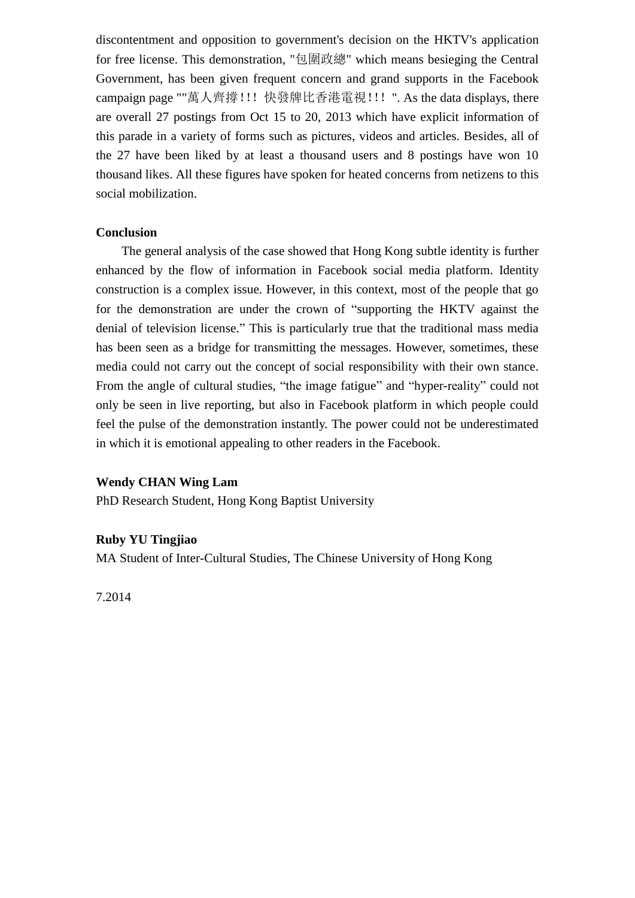discontentment and opposition to government's decision on the HKTV's application for free license. This demonstration, "包圍政總" which means besieging the Central Government, has been given frequent concern and grand supports in the Facebook campaign page ""萬人齊撐!!! 快發牌比香港電視!!! ". As the data displays, there are overall 27 postings from Oct 15 to 20, 2013 which have explicit information of this parade in a variety of forms such as pictures, videos and articles. Besides, all of the 27 have been liked by at least a thousand users and 8 postings have won 10 thousand likes. All these figures have spoken for heated concerns from netizens to this social mobilization.

**Conclusion**

The general analysis of the case showed that Hong Kong subtle identity is further enhanced by the flow of information in Facebook social media platform. Identity construction is a complex issue. However, in this context, most of the people that go for the demonstration are under the crown of "supporting the HKTV against the denial of television license." This is particularly true that the traditional mass media has been seen as a bridge for transmitting the messages. However, sometimes, these media could not carry out the concept of social responsibility with their own stance. From the angle of cultural studies, "the image fatigue" and "hyper-reality" could not only be seen in live reporting, but also in Facebook platform in which people could feel the pulse of the demonstration instantly. The power could not be underestimated in which it is emotional appealing to other readers in the Facebook.

**Wendy CHAN Wing Lam**
PhD Research Student, Hong Kong Baptist University

**Ruby YU Tingjiao**
MA Student of Inter-Cultural Studies, The Chinese University of Hong Kong

7.2014